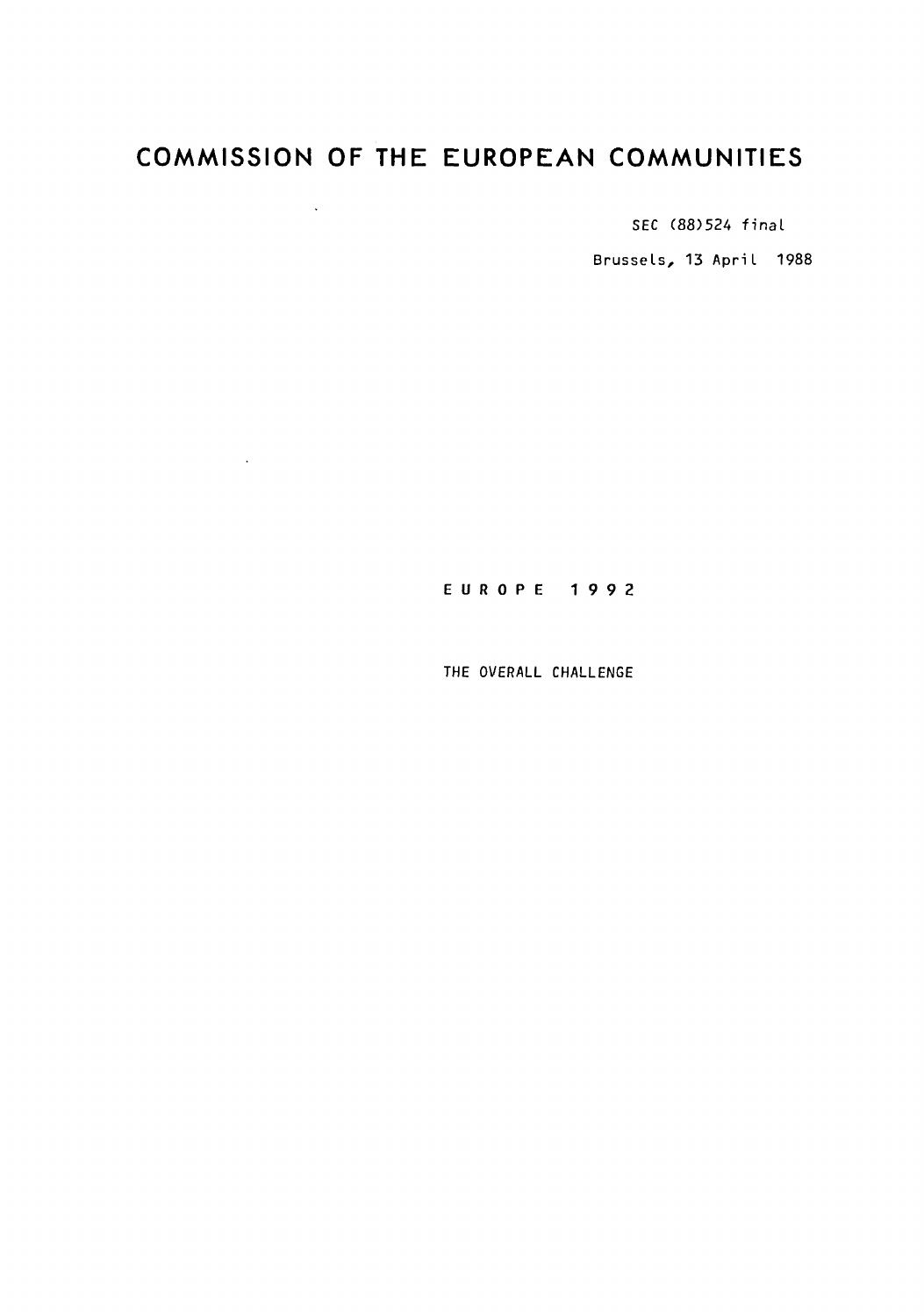# COMMISSION OF THE EUROPEAN COMMUNITIES

SEC (88)524 final

Brussels, 13 April 1988

## E U R O P E 1 9 9 2

THE OVERALL CHALLENGE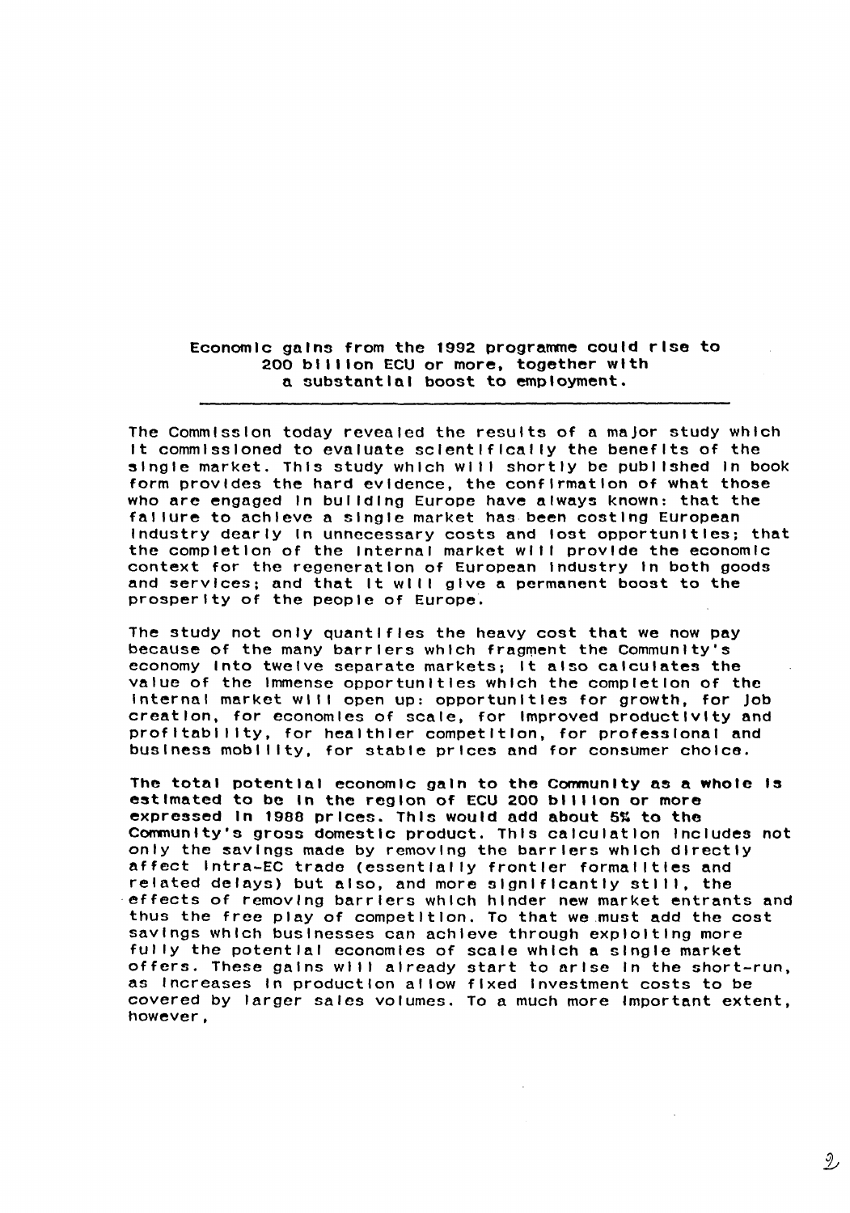**Economic gains from the 1992 programme could rise to 200 billion ECU or more, together with a substantial boost to employment.**

---

The Commission today revealed the results of a major study which it commissioned to evaluate scientifically the benefits of the single market. This study which will shortly be published in book form provides the hard evidence, the confirmation of what those who are engaged in building Europe have always known: that the failure to achieve a single market has been costing European industry dearly in unnecessary costs and lost opportunities; that the completion of the internal market will provide the economic context for the regeneration of European industry in both goods and services; and that it will give a permanent boost to the prosperity of the people of Europe.

The study not only quantifies the heavy cost that we now pay because of the many barriers which fragment the Community's economy into twelve separate markets; it also calculates the value of the immense opportunities which the completion of the internal market will open up: opportunities for growth, for job creation, for economies of scale, for improved productivity and profitability, for healthier competition, for professional and business mobility, for stable prices and for consumer choice.

**The total potential economic gain to the Community as a whole is estimated to be in the region of ECU 200 billion or more** expressed in 1988 prices. This would add about 5% to the Community's gross domestic product. This calculation includes not only the savings made by removing the barriers which directly affect intra-EC trade (essentially frontier formalities and related delays) but also, and more significantly still, the effects of removing barriers which hinder new market entrants and thus the free play of competition. To that we must add the cost savings which businesses can achieve through exploiting more fully the potential economies of scale which a single market offers. These gains will already start to arise in the short-run, as increases in production allow fixed investment costs to be covered by larger sales volumes. To a much more important extent, however,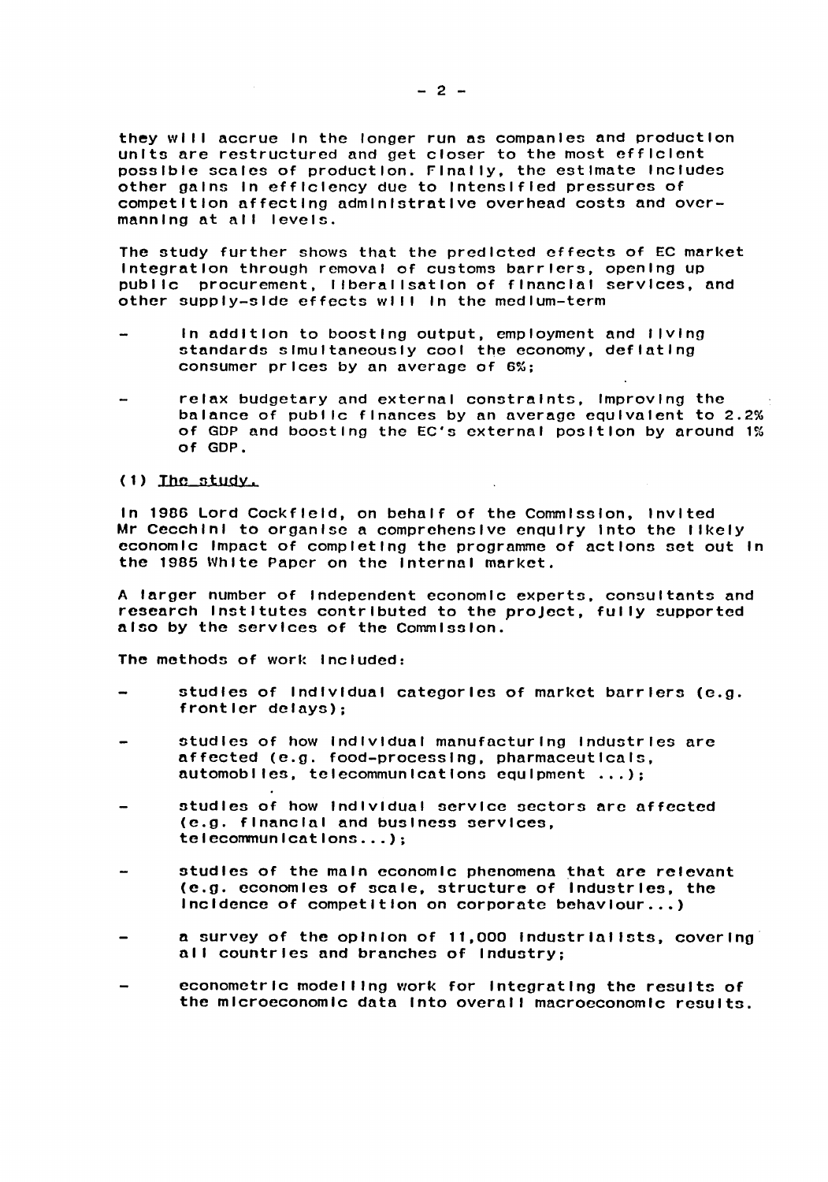they will accrue in the longer run as companies and production units are restructured and get closer to the most efficient possible scales of production. Finally, the estimate includes other gains in efficiency due to intensified pressures of competition affecting administrative overhead costs and overmanning at all levels.

The study further shows that the predicted effects of EC market integration through removal of customs barriers, opening up public procurement, liberalisation of financial services, and other supply-side effects will in the medium-term

- in addition to boosting output, employment and living standards simultaneously cool the economy, deflating consumer prices by an average of 6%;
- relax budgetary and external constraints, improving the balance of public finances by an average equivalent to 2.2% of GDP and boosting the EC's external position by around 1% of GDP.

## (1) The study.

In 1986 Lord Cockfield, on behalf of the Commission, invited Mr Cecchini to organise a comprehensive enquiry into the likely economic impact of completing the programme of actions set out in the 1985 White Paper on the internal market.

A larger number of independent economic experts, consultants and research institutes contributed to the project, fully supported also by the services of the Commission.

The methods of work included:

- studies of individual categories of market barriers (e.g. frontier delays);
- studies of how individual manufacturing industries are affected (e.g. food-processing, pharmaceuticals, automobiles, telecommunications equipment ...);
- studies of how individual service sectors are affected (e.g. financial and business services, telecommunications...);
- studies of the main economic phenomena that are relevant (e.g. economies of scale, structure of industries, the incidence of competition on corporate behaviour...)
- a survey of the opinion of 11,000 industrialists, covering all countries and branches of industry;
- econometric modelling work for integrating the results of the microeconomic data into overall macroeconomic results.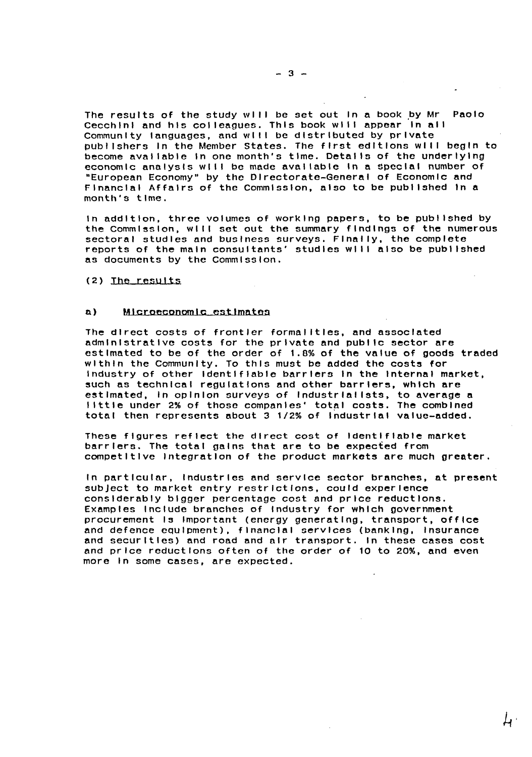The results of the study will be set out in a book by Mr Paolo Cecchini and his colleagues. This book will appear in all Community languages, and will be distributed by private publishers in the Member States. The first editions will begin to become available in one month's time. Details of the underlying economic analysis will be made available in a special number of "European Economy" by the Directorate-General of Economic and Financial Affairs of the Commission, also to be published in a month's time.

In addition, three volumes of working papers, to be published by the Commission, will set out the summary findings of the numerous sectoral studies and business surveys. Finally, the complete reports of the main consultants' studies will also be published as documents by the Commission.

(2) <u>The results</u>

a) **<u>Microeconomic estimates</u>**

The direct costs of frontier formalities, and associated administrative costs for the private and public sector are estimated to be of the order of 1.8% of the value of goods traded within the Community. To this must be added the costs for industry of other identifiable barriers in the internal market, such as technical regulations and other barriers, which are estimated, in opinion surveys of industrialists, to average a little under 2% of those companies' total costs. The combined total then represents about 3 1/2% of industrial value-added.

These figures reflect the direct cost of identifiable market barriers. The total gains that are to be expected from competitive integration of the product markets are much greater.

In particular, industries and service sector branches, at present subject to market entry restrictions, could experience considerably bigger percentage cost and price reductions. Examples include branches of industry for which government procurement is important (energy generating, transport, office and defence equipment), financial services (banking, insurance and securities) and road and air transport. In these cases cost and price reductions often of the order of 10 to 20%, and even more in some cases, are expected.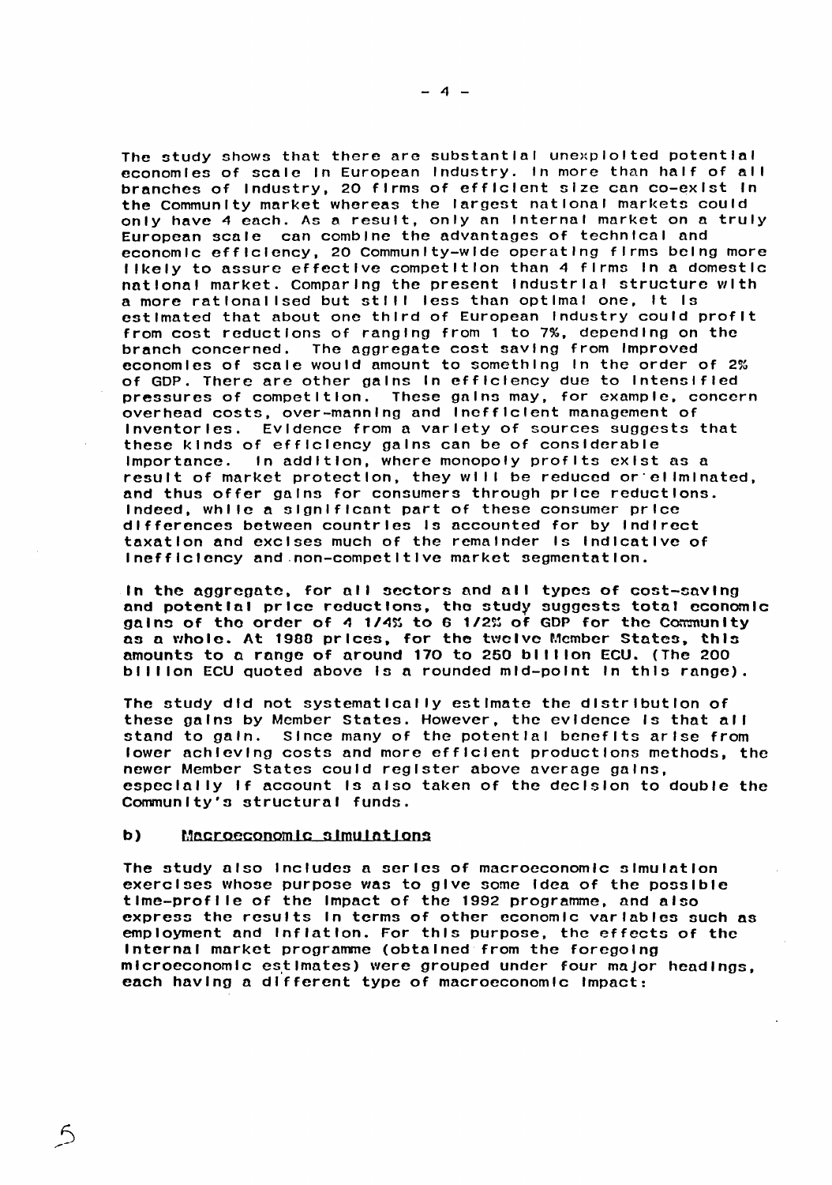The study shows that there are substantial unexploited potential economies of scale in European industry. In more than half of all branches of industry, 20 firms of efficient size can co-exist in the Community market whereas the largest national markets could only have 4 each. As a result, only an internal market on a truly European scale can combine the advantages of technical and economic efficiency, 20 Community-wide operating firms being more likely to assure effective competition than 4 firms in a domestic national market. Comparing the present industrial structure with a more rationalised but still less than optimal one, it is estimated that about one third of European industry could profit from cost reductions of ranging from 1 to 7%, depending on the branch concerned. The aggregate cost saving from improved economies of scale would amount to something in the order of 2% of GDP. There are other gains in efficiency due to intensified pressures of competition. These gains may, for example, concern overhead costs, over-manning and inefficient management of inventories. Evidence from a variety of sources suggests that these kinds of efficiency gains can be of considerable importance. In addition, where monopoly profits exist as a result of market protection, they will be reduced or eliminated, and thus offer gains for consumers through price reductions. Indeed, while a significant part of these consumer price differences between countries is accounted for by indirect taxation and excises much of the remainder is indicative of inefficiency and non-competitive market segmentation.

In the aggregate, for all sectors and all types of cost-saving and potential price reductions, the study suggests total economic gains of the order of 4 1/4% to 6 1/2% of GDP for the Community as a whole. At 1988 prices, for the twelve Member States, this amounts to a range of around 170 to 250 billion ECU. (The 200 billion ECU quoted above is a rounded mid-point in this range).

The study did not systematically estimate the distribution of these gains by Member States. However, the evidence is that all stand to gain. Since many of the potential benefits arise from lower achieving costs and more efficient productions methods, the newer Member States could register above average gains, especially if account is also taken of the decision to double the Community's structural funds.

### b) Macroeconomic simulations

The study also includes a series of macroeconomic simulation exercises whose purpose was to give some idea of the possible time-profile of the impact of the 1992 programme, and also express the results in terms of other economic variables such as employment and inflation. For this purpose, the effects of the internal market programme (obtained from the foregoing microeconomic estimates) were grouped under four major headings, each having a different type of macroeconomic impact: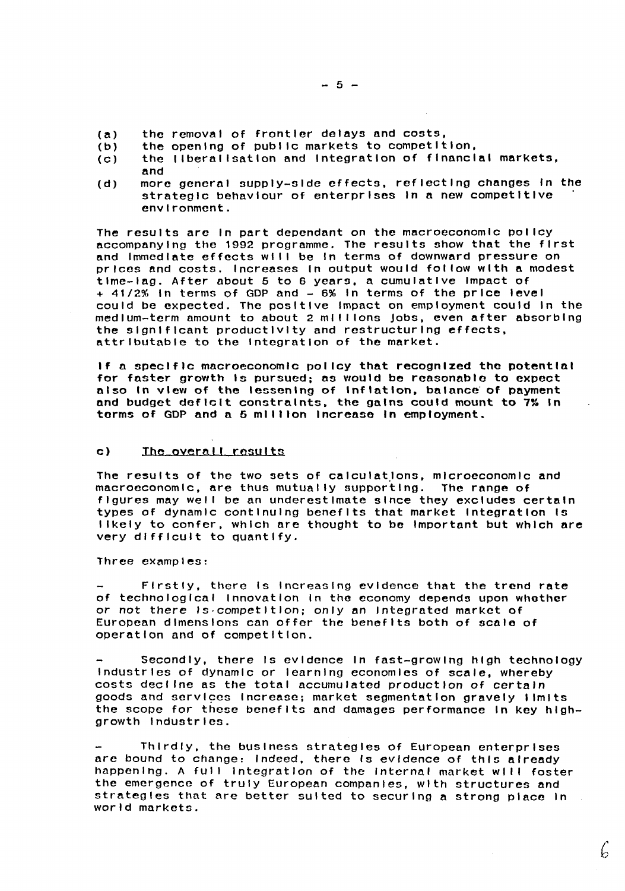(a) the removal of frontier delays and costs,

(b) the opening of public markets to competition,

(c) the liberalisation and integration of financial markets, and

(d) more general supply-side effects, reflecting changes in the strategic behaviour of enterprises in a new competitive environment.

The results are in part dependant on the macroeconomic policy accompanying the 1992 programme. The results show that the first and immediate effects will be in terms of downward pressure on prices and costs. Increases in output would follow with a modest time-lag. After about 5 to 6 years, a cumulative impact of + 41/2% in terms of GDP and - 6% in terms of the price level could be expected. The positive impact on employment could in the medium-term amount to about 2 millions jobs, even after absorbing the significant productivity and restructuring effects, attributable to the integration of the market.

If a specific macroeconomic policy that recognized the potential for faster growth is pursued; as would be reasonable to expect also in view of the lessening of inflation, balance of payment and budget deficit constraints, the gains could mount to 7% in terms of GDP and a 5 million increase in employment.

### c) The overall results

The results of the two sets of calculations, microeconomic and macroeconomic, are thus mutually supporting. The range of figures may well be an underestimate since they excludes certain types of dynamic continuing benefits that market integration is likely to confer, which are thought to be important but which are very difficult to quantify.

Three examples:

- Firstly, there is increasing evidence that the trend rate of technological innovation in the economy depends upon whether or not there is competition; only an integrated market of European dimensions can offer the benefits both of scale of operation and of competition.

- Secondly, there is evidence in fast-growing high technology industries of dynamic or learning economies of scale, whereby costs decline as the total accumulated production of certain goods and services increase; market segmentation gravely limits the scope for these benefits and damages performance in key high-growth industries.

- Thirdly, the business strategies of European enterprises are bound to change: indeed, there is evidence of this already happening. A full integration of the internal market will foster the emergence of truly European companies, with structures and strategies that are better suited to securing a strong place in world markets.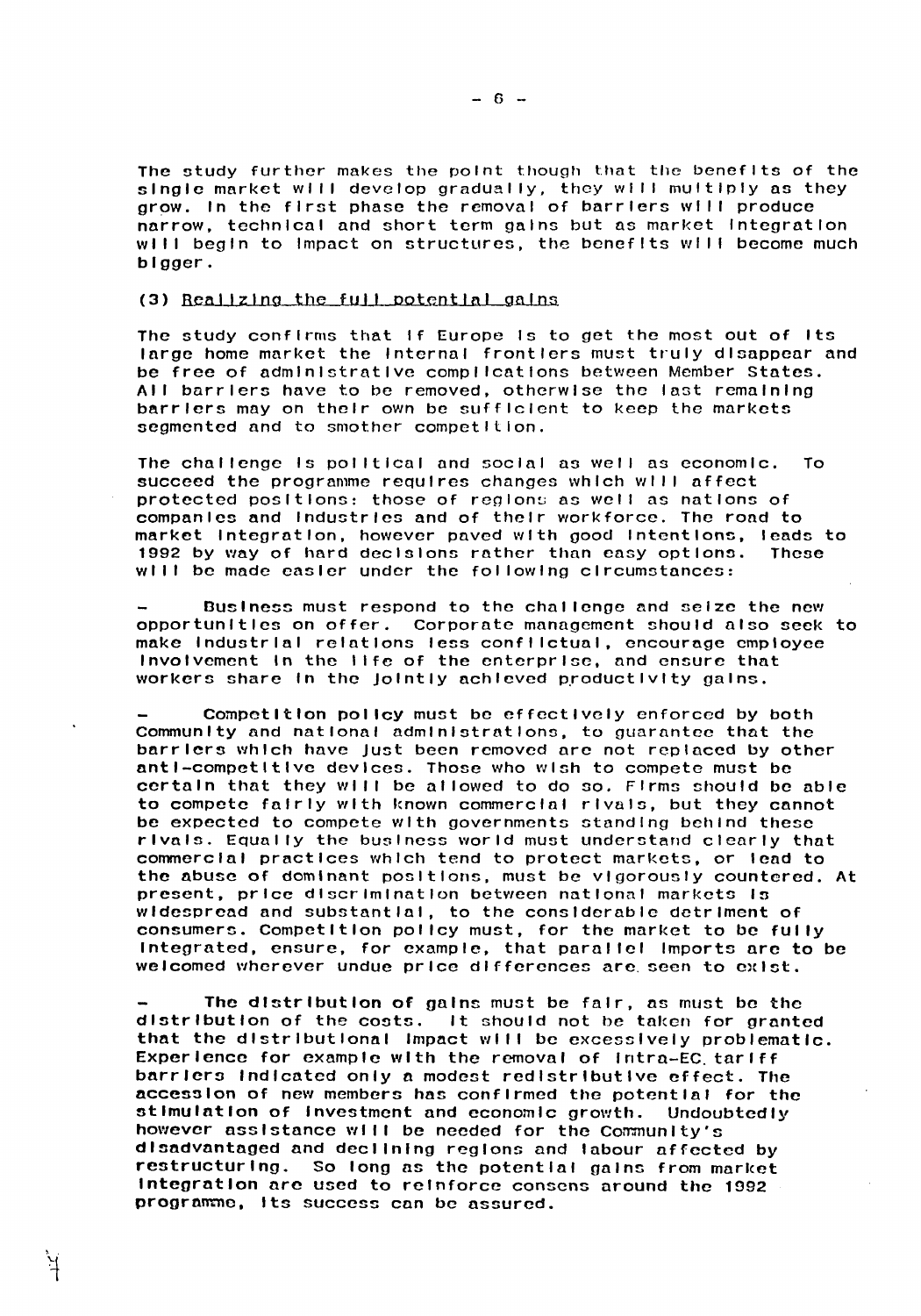The study further makes the point though that the benefits of the single market will develop gradually, they will multiply as they grow. In the first phase the removal of barriers will produce narrow, technical and short term gains but as market integration will begin to impact on structures, the benefits will become much bigger.

### (3) Realizing the full potential gains

The study confirms that if Europe is to get the most out of its large home market the internal frontiers must truly disappear and be free of administrative complications between Member States. All barriers have to be removed, otherwise the last remaining barriers may on their own be sufficient to keep the markets segmented and to smother competition.

The challenge is political and social as well as economic. To succeed the programme requires changes which will affect protected positions: those of regions as well as nations of companies and industries and of their workforce. The road to market integration, however paved with good intentions, leads to 1992 by way of hard decisions rather than easy options. These will be made easier under the following circumstances:

- Business must respond to the challenge and seize the new opportunities on offer. Corporate management should also seek to make industrial relations less conflictual, encourage employee involvement in the life of the enterprise, and ensure that workers share in the jointly achieved productivity gains.

- Competition policy must be effectively enforced by both Community and national administrations, to guarantee that the barriers which have just been removed are not replaced by other anti-competitive devices. Those who wish to compete must be certain that they will be allowed to do so. Firms should be able to compete fairly with known commercial rivals, but they cannot be expected to compete with governments standing behind these rivals. Equally the business world must understand clearly that commercial practices which tend to protect markets, or lead to the abuse of dominant positions, must be vigorously countered. At present, price discrimination between national markets is widespread and substantial, to the considerable detriment of consumers. Competition policy must, for the market to be fully integrated, ensure, for example, that parallel imports are to be welcomed wherever undue price differences are seen to exist.

- The distribution of gains must be fair, as must be the distribution of the costs. It should not be taken for granted that the distributional impact will be excessively problematic. Experience for example with the removal of intra-EC tariff barriers indicated only a modest redistributive effect. The accession of new members has confirmed the potential for the stimulation of investment and economic growth. Undoubtedly however assistance will be needed for the Community's disadvantaged and declining regions and labour affected by restructuring. So long as the potential gains from market integration are used to reinforce consens around the 1992 programme, its success can be assured.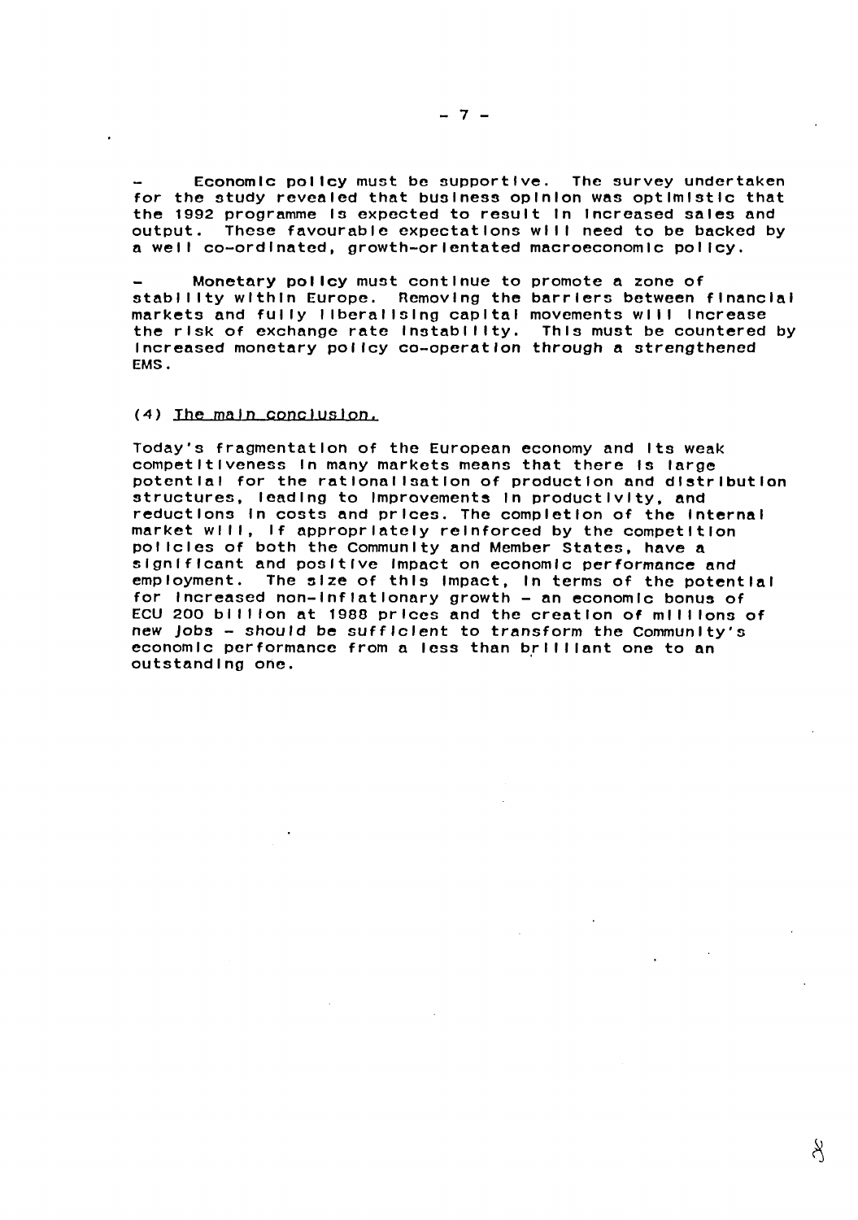- Economic policy must be supportive. The survey undertaken for the study revealed that business opinion was optimistic that the 1992 programme is expected to result in increased sales and output. These favourable expectations will need to be backed by a well co-ordinated, growth-orientated macroeconomic policy.

- Monetary policy must continue to promote a zone of stability within Europe. Removing the barriers between financial markets and fully liberalising capital movements will increase the risk of exchange rate instability. This must be countered by increased monetary policy co-operation through a strengthened EMS.

(4) The main conclusion.

Today's fragmentation of the European economy and its weak competitiveness in many markets means that there is large potential for the rationalisation of production and distribution structures, leading to improvements in productivity, and reductions in costs and prices. The completion of the internal market will, if appropriately reinforced by the competition policies of both the Community and Member States, have a significant and positive impact on economic performance and employment. The size of this impact, in terms of the potential for increased non-inflationary growth - an economic bonus of ECU 200 billion at 1988 prices and the creation of millions of new jobs - should be sufficient to transform the Community's economic performance from a less than brilliant one to an outstanding one.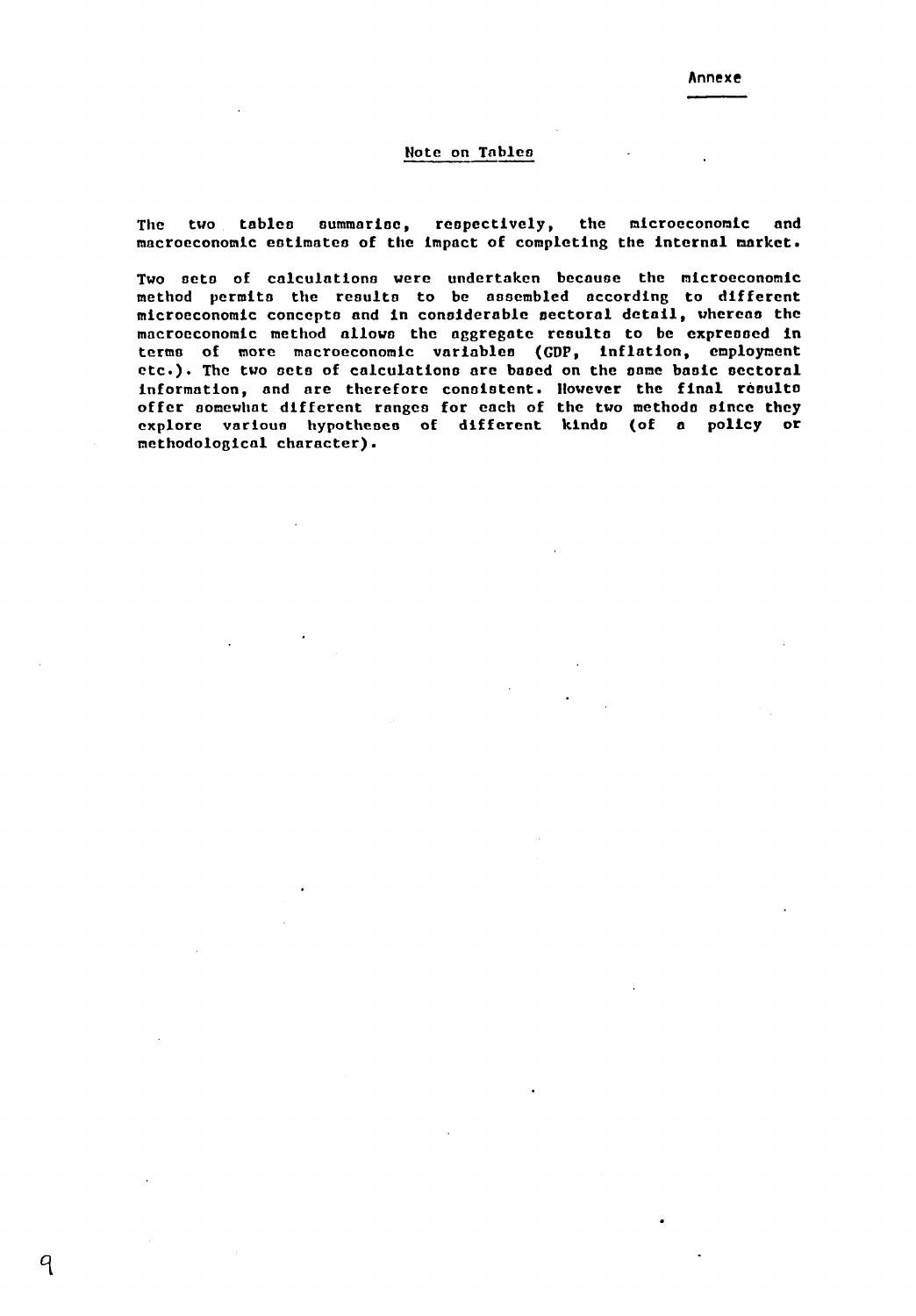Annexe

## Note on Tables

The two tables summarise, respectively, the microeconomic and macroeconomic estimates of the impact of completing the internal market.

Two sets of calculations were undertaken because the microeconomic method permits the results to be assembled according to different microeconomic concepts and in considerable sectoral detail, whereas the macroeconomic method allows the aggregate results to be expressed in terms of more macroeconomic variables (GDP, inflation, employment etc.). The two sets of calculations are based on the same basic sectoral information, and are therefore consistent. However the final results offer somewhat different ranges for each of the two methods since they explore various hypotheses of different kinds (of a policy or methodological character).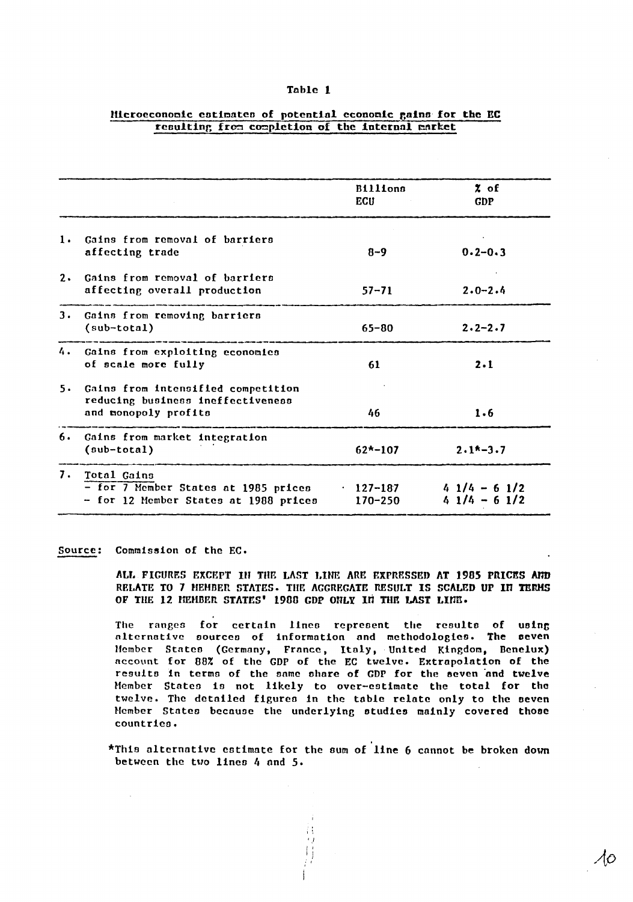**Table 1**

**Microeconomic estimates of potential economic gains for the EC resulting from completion of the internal market**

| | Billions ECU | % of GDP |
|---|---|---|
| 1. Gains from removal of barriers affecting trade | 8-9 | 0.2-0.3 |
| 2. Gains from removal of barriers affecting overall production | 57-71 | 2.0-2.4 |
| 3. Gains from removing barriers (sub-total) | 65-80 | 2.2-2.7 |
| 4. Gains from exploiting economies of scale more fully | 61 | 2.1 |
| 5. Gains from intensified competition reducing business ineffectiveness and monopoly profits | 46 | 1.6 |
| 6. Gains from market integration (sub-total) | 62*-107 | 2.1*-3.7 |
| 7. Total Gains | | |
| - for 7 Member States at 1985 prices | 127-187 | 4 1/4 - 6 1/2 |
| - for 12 Member States at 1988 prices | 170-250 | 4 1/4 - 6 1/2 |

Source: Commission of the EC.

ALL FIGURES EXCEPT IN THE LAST LINE ARE EXPRESSED AT 1985 PRICES AND RELATE TO 7 MEMBER STATES. THE AGGREGATE RESULT IS SCALED UP IN TERMS OF THE 12 MEMBER STATES' 1988 GDP ONLY IN THE LAST LINE.

The ranges for certain lines represent the results of using alternative sources of information and methodologies. The seven Member States (Germany, France, Italy, United Kingdom, Benelux) account for 88% of the GDP of the EC twelve. Extrapolation of the results in terms of the same share of GDP for the seven and twelve Member States is not likely to over-estimate the total for the twelve. The detailed figures in the table relate only to the seven Member States because the underlying studies mainly covered those countries.

*This alternative estimate for the sum of line 6 cannot be broken down between the two lines 4 and 5.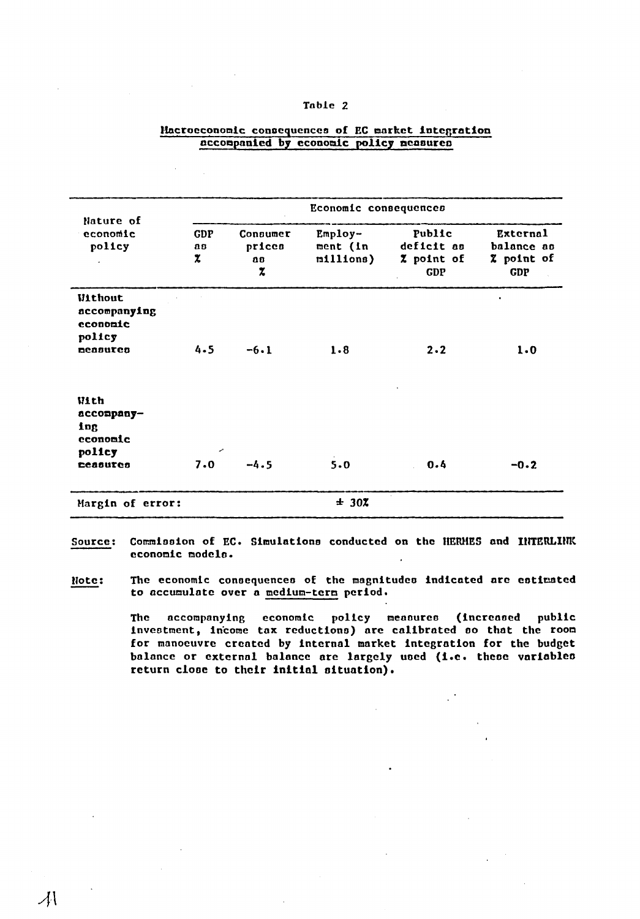Table 2

**Macroeconomic consequences of EC market integration accompanied by economic policy measures**

| Nature of economic policy | Economic consequences | | | | |
| --- | --- | --- | --- | --- | --- |
| | GDP as % | Consumer prices as % | Employment (in millions) | Public deficit as % point of GDP | External balance as % point of GDP |
| Without accompanying economic policy measures | 4.5 | -6.1 | 1.8 | 2.2 | 1.0 |
| With accompanying economic policy measures | 7.0 | -4.5 | 5.0 | 0.4 | -0.2 |
| Margin of error: | | | ± 30% | | |

Source: Commission of EC. Simulations conducted on the HERMES and INTERLINK economic models.

Note: The economic consequences of the magnitudes indicated are estimated to accumulate over a medium-term period.

The accompanying economic policy measures (increased public investment, income tax reductions) are calibrated so that the room for manoeuvre created by internal market integration for the budget balance or external balance are largely used (i.e. these variables return close to their initial situation).